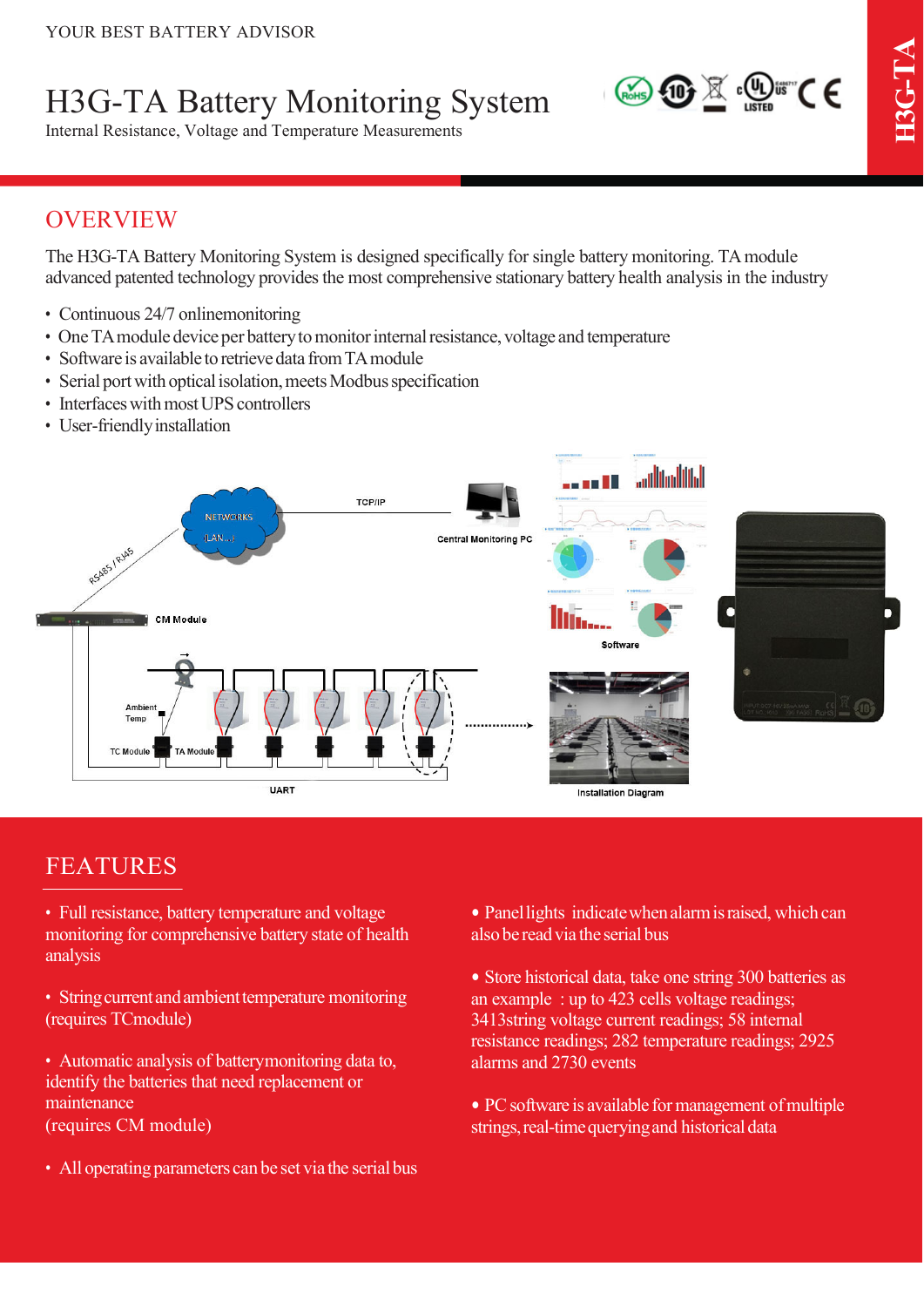YOUR BEST BATTERY ADVISOR

# H3G-TA Battery Monitoring System

Internal Resistance, Voltage and Temperature Measurements

## OVERVIEW

The H3G-TA Battery Monitoring System is designed specifically for single battery monitoring. TA module advanced patented technology provides the most comprehensive stationary battery health analysis in the industry

- Continuous 24/7 onlinemonitoring
- One TA module device per battery to monitor internal resistance, voltage and temperature
- Software is available to retrieve data from TA module
- Serial port with optical isolation, meets Modbus specification
- Interfaces with most UPS controllers
- User-friendly installation

TCP/IP

NETWORKS (LAN...)

Central Monitoring PC

RS485 / RJ45

CM Module

Software

Ambient Temp

TC Module

TA Module

UART

Installation Diagram

## FEATURES

- Full resistance, battery temperature and voltage monitoring for comprehensive battery state of health analysis
- String current and ambient temperature monitoring (requires TCmodule)
- Automatic analysis of batterymonitoring data to, identify the batteries that need replacement or maintenance (requires CM module)
- All operating parameters can be set via the serial bus
- Panel lights indicate when alarm is raised, which can also be read via the serial bus
- Store historical data, take one string 300 batteries as an example : up to 423 cells voltage readings; 3413string voltage current readings; 58 internal resistance readings; 282 temperature readings; 2925 alarms and 2730 events
- PC software is available for management of multiple strings, real-time querying and historical data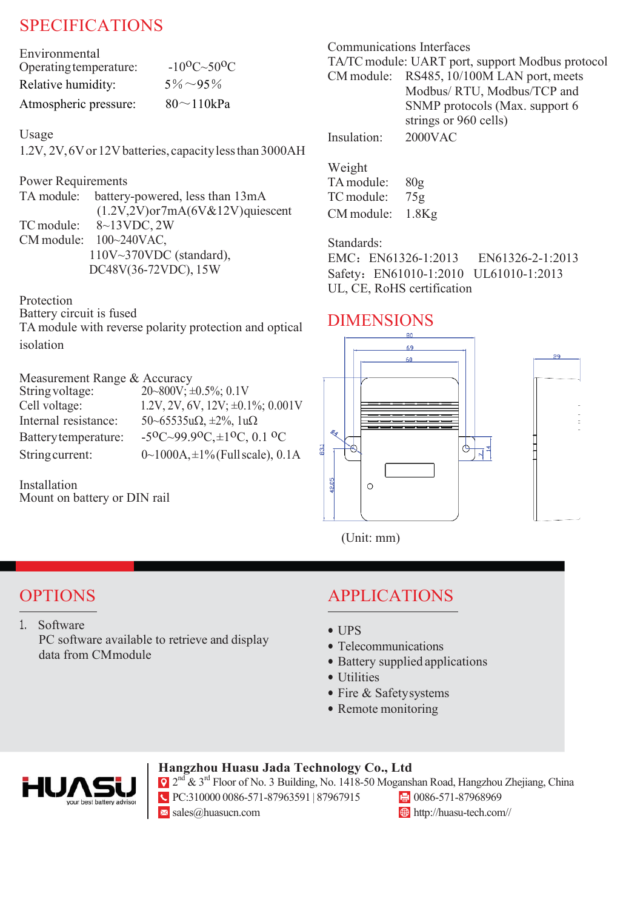# SPECIFICATIONS

**Environmental**

Operating temperature: -10°C~50°C

Relative humidity: 5%~95%

Atmospheric pressure: 80~110kPa

**Usage**

1.2V, 2V, 6V or 12V batteries, capacity less than 3000AH

**Power Requirements**

TA module: battery-powered, less than 13mA (1.2V,2V)or7mA(6V&12V)quiescent

TC module: 8~13VDC, 2W

CM module: 100~240VAC, 110V~370VDC (standard), DC48V(36-72VDC), 15W

**Protection**

Battery circuit is fused

TA module with reverse polarity protection and optical isolation

**Measurement Range & Accuracy**

String voltage: 20~800V; ±0.5%; 0.1V

Cell voltage: 1.2V, 2V, 6V, 12V; ±0.1%; 0.001V

Internal resistance: 50~65535uΩ, ±2%, 1uΩ

Battery temperature: -5°C~99.9°C, ±1°C, 0.1 °C

String current: 0~1000A, ±1% (Full scale), 0.1A

**Installation**

Mount on battery or DIN rail

**Communications Interfaces**

TA/TC module: UART port, support Modbus protocol

CM module: RS485, 10/100M LAN port, meets Modbus/ RTU, Modbus/TCP and SNMP protocols (Max. support 6 strings or 960 cells)

Insulation: 2000VAC

**Weight**

TA module: 80g

TC module: 75g

CM module: 1.8Kg

**Standards:**

EMC：EN61326-1:2013 EN61326-2-1:2013

Safety：EN61010-1:2010 UL61010-1:2013

UL, CE, RoHS certification

# DIMENSIONS

80
69
60
29
Ø4
83.1
42.05
7
14

(Unit: mm)

# OPTIONS

1. Software

   PC software available to retrieve and display data from CMmodule

# APPLICATIONS

- UPS
- Telecommunications
- Battery supplied applications
- Utilities
- Fire & Safety systems
- Remote monitoring

HUASU your best battery advisor

**Hangzhou Huasu Jada Technology Co., Ltd**

2nd & 3rd Floor of No. 3 Building, No. 1418-50 Moganshan Road, Hangzhou Zhejiang, China

PC:310000 0086-571-87963591 | 87967915

0086-571-87968969

sales@huasucn.com

http://huasu-tech.com//